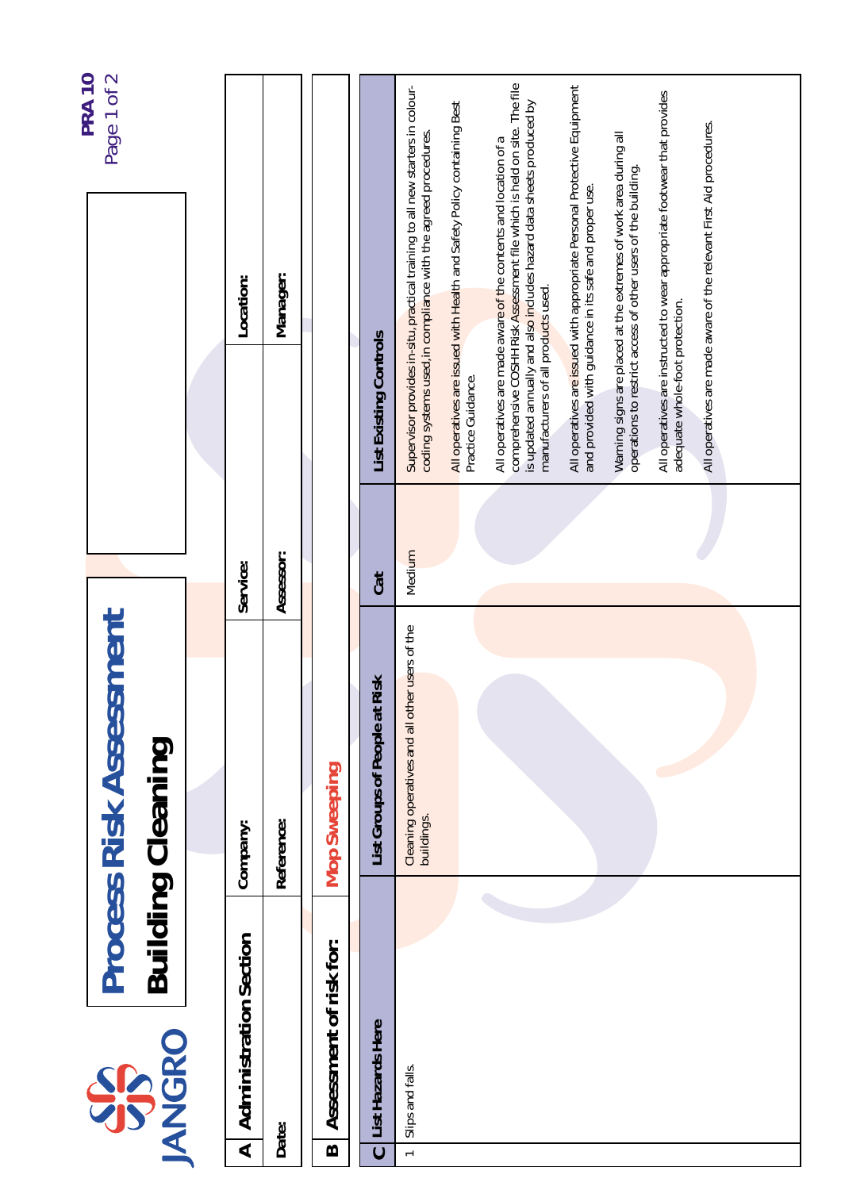JANGRO

# Process Risk Assessment

## Building Cleaning

PRA 10

| A | Administration Section | | | | |
|---|---|---|---|---|---|
| | Company: | | Service: | | Location: |
| | Date: | Reference: | | Assessor: | Manager: |

| B | Assessment of risk for: | Mop Sweeping |
|---|---|---|

| C | List Hazards Here | List Groups of People at Risk | Cat | List Existing Controls |
|---|---|---|---|---|
| 1 | Slips and falls. | Cleaning operatives and all other users of the buildings. | Medium | Supervisor provides in-situ, practical training to all new starters in colour-coding systems used, in compliance with the agreed procedures. All operatives are issued with Health and Safety Policy containing Best Practice Guidance. All operatives are made aware of the contents and location of a comprehensive COSHH Risk Assessment file which is held on site. The file is updated annually and also includes hazard data sheets produced by manufacturers of all products used. All operatives are issued with appropriate Personal Protective Equipment and provided with guidance in its safe and proper use. Warning signs are placed at the extremes of work area during all operations to restrict access of other users of the building. All operatives are instructed to wear appropriate footwear that provides adequate whole-foot protection. All operatives are made aware of the relevant First Aid procedures. |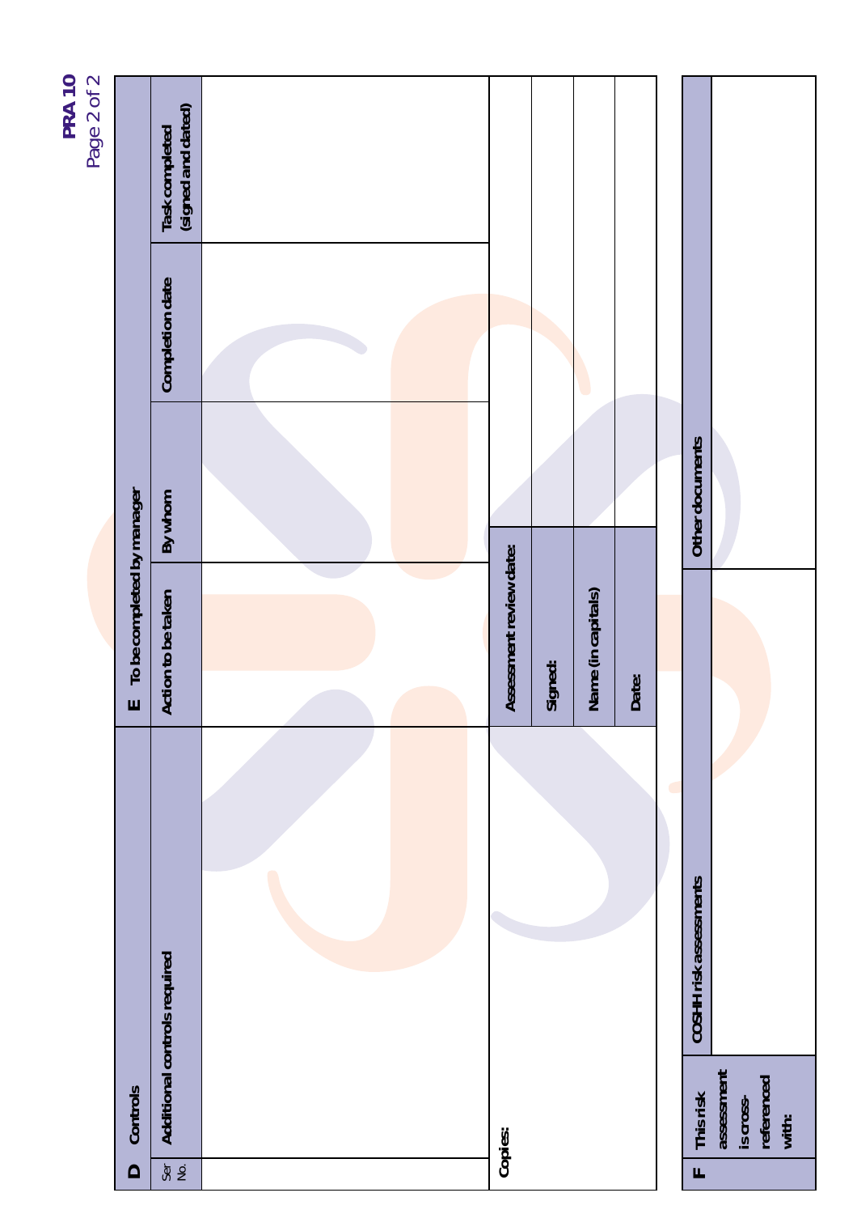| D Controls | | E To be completed by manager | | | |
|---|---|---|---|---|---|
| Ser No. | Additional controls required | Action to be taken | By whom | Completion date | Task completed (signed and dated) |
| | | | | | |

| Copies: | |
|---|---|
| | Assessment review date: |
| | Signed: |
| | Name (in capitals): |
| | Date: |

| F This risk assessment is cross-referenced with: | COSHH risk assessments | Other documents |
|---|---|---|
| | | |